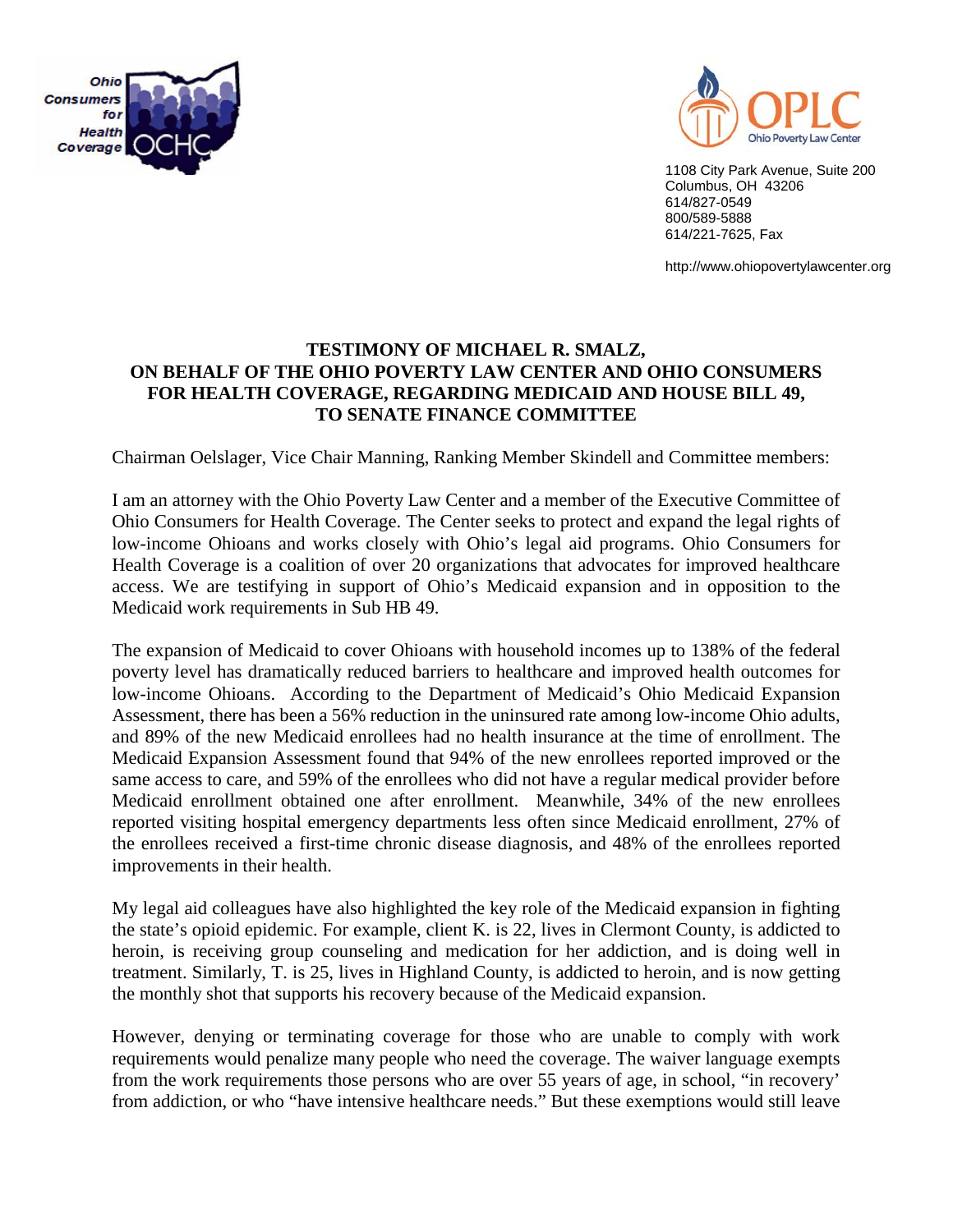Ohio Consumers for Health Coverage OCHC

OPLC Ohio Poverty Law Center

1108 City Park Avenue, Suite 200
Columbus, OH 43206
614/827-0549
800/589-5888
614/221-7625, Fax

http://www.ohiopovertylawcenter.org

**TESTIMONY OF MICHAEL R. SMALZ, ON BEHALF OF THE OHIO POVERTY LAW CENTER AND OHIO CONSUMERS FOR HEALTH COVERAGE, REGARDING MEDICAID AND HOUSE BILL 49, TO SENATE FINANCE COMMITTEE**

Chairman Oelslager, Vice Chair Manning, Ranking Member Skindell and Committee members:

I am an attorney with the Ohio Poverty Law Center and a member of the Executive Committee of Ohio Consumers for Health Coverage. The Center seeks to protect and expand the legal rights of low-income Ohioans and works closely with Ohio's legal aid programs. Ohio Consumers for Health Coverage is a coalition of over 20 organizations that advocates for improved healthcare access. We are testifying in support of Ohio's Medicaid expansion and in opposition to the Medicaid work requirements in Sub HB 49.

The expansion of Medicaid to cover Ohioans with household incomes up to 138% of the federal poverty level has dramatically reduced barriers to healthcare and improved health outcomes for low-income Ohioans. According to the Department of Medicaid's Ohio Medicaid Expansion Assessment, there has been a 56% reduction in the uninsured rate among low-income Ohio adults, and 89% of the new Medicaid enrollees had no health insurance at the time of enrollment. The Medicaid Expansion Assessment found that 94% of the new enrollees reported improved or the same access to care, and 59% of the enrollees who did not have a regular medical provider before Medicaid enrollment obtained one after enrollment. Meanwhile, 34% of the new enrollees reported visiting hospital emergency departments less often since Medicaid enrollment, 27% of the enrollees received a first-time chronic disease diagnosis, and 48% of the enrollees reported improvements in their health.

My legal aid colleagues have also highlighted the key role of the Medicaid expansion in fighting the state's opioid epidemic. For example, client K. is 22, lives in Clermont County, is addicted to heroin, is receiving group counseling and medication for her addiction, and is doing well in treatment. Similarly, T. is 25, lives in Highland County, is addicted to heroin, and is now getting the monthly shot that supports his recovery because of the Medicaid expansion.

However, denying or terminating coverage for those who are unable to comply with work requirements would penalize many people who need the coverage. The waiver language exempts from the work requirements those persons who are over 55 years of age, in school, "in recovery' from addiction, or who "have intensive healthcare needs." But these exemptions would still leave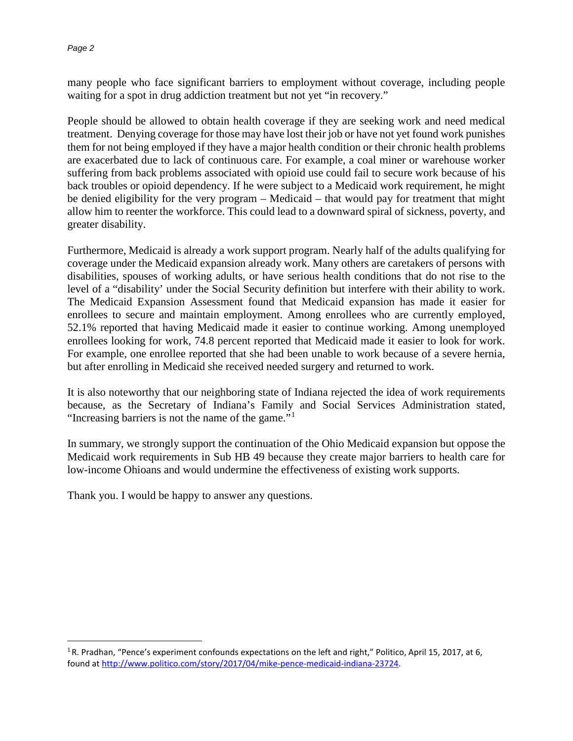many people who face significant barriers to employment without coverage, including people waiting for a spot in drug addiction treatment but not yet "in recovery."

People should be allowed to obtain health coverage if they are seeking work and need medical treatment. Denying coverage for those may have lost their job or have not yet found work punishes them for not being employed if they have a major health condition or their chronic health problems are exacerbated due to lack of continuous care. For example, a coal miner or warehouse worker suffering from back problems associated with opioid use could fail to secure work because of his back troubles or opioid dependency. If he were subject to a Medicaid work requirement, he might be denied eligibility for the very program – Medicaid – that would pay for treatment that might allow him to reenter the workforce. This could lead to a downward spiral of sickness, poverty, and greater disability.

Furthermore, Medicaid is already a work support program. Nearly half of the adults qualifying for coverage under the Medicaid expansion already work. Many others are caretakers of persons with disabilities, spouses of working adults, or have serious health conditions that do not rise to the level of a "disability' under the Social Security definition but interfere with their ability to work. The Medicaid Expansion Assessment found that Medicaid expansion has made it easier for enrollees to secure and maintain employment. Among enrollees who are currently employed, 52.1% reported that having Medicaid made it easier to continue working. Among unemployed enrollees looking for work, 74.8 percent reported that Medicaid made it easier to look for work. For example, one enrollee reported that she had been unable to work because of a severe hernia, but after enrolling in Medicaid she received needed surgery and returned to work.

It is also noteworthy that our neighboring state of Indiana rejected the idea of work requirements because, as the Secretary of Indiana's Family and Social Services Administration stated, "Increasing barriers is not the name of the game."[1]

In summary, we strongly support the continuation of the Ohio Medicaid expansion but oppose the Medicaid work requirements in Sub HB 49 because they create major barriers to health care for low-income Ohioans and would undermine the effectiveness of existing work supports.

Thank you. I would be happy to answer any questions.

---

[1] R. Pradhan, "Pence's experiment confounds expectations on the left and right," Politico, April 15, 2017, at 6, found at http://www.politico.com/story/2017/04/mike-pence-medicaid-indiana-23724.